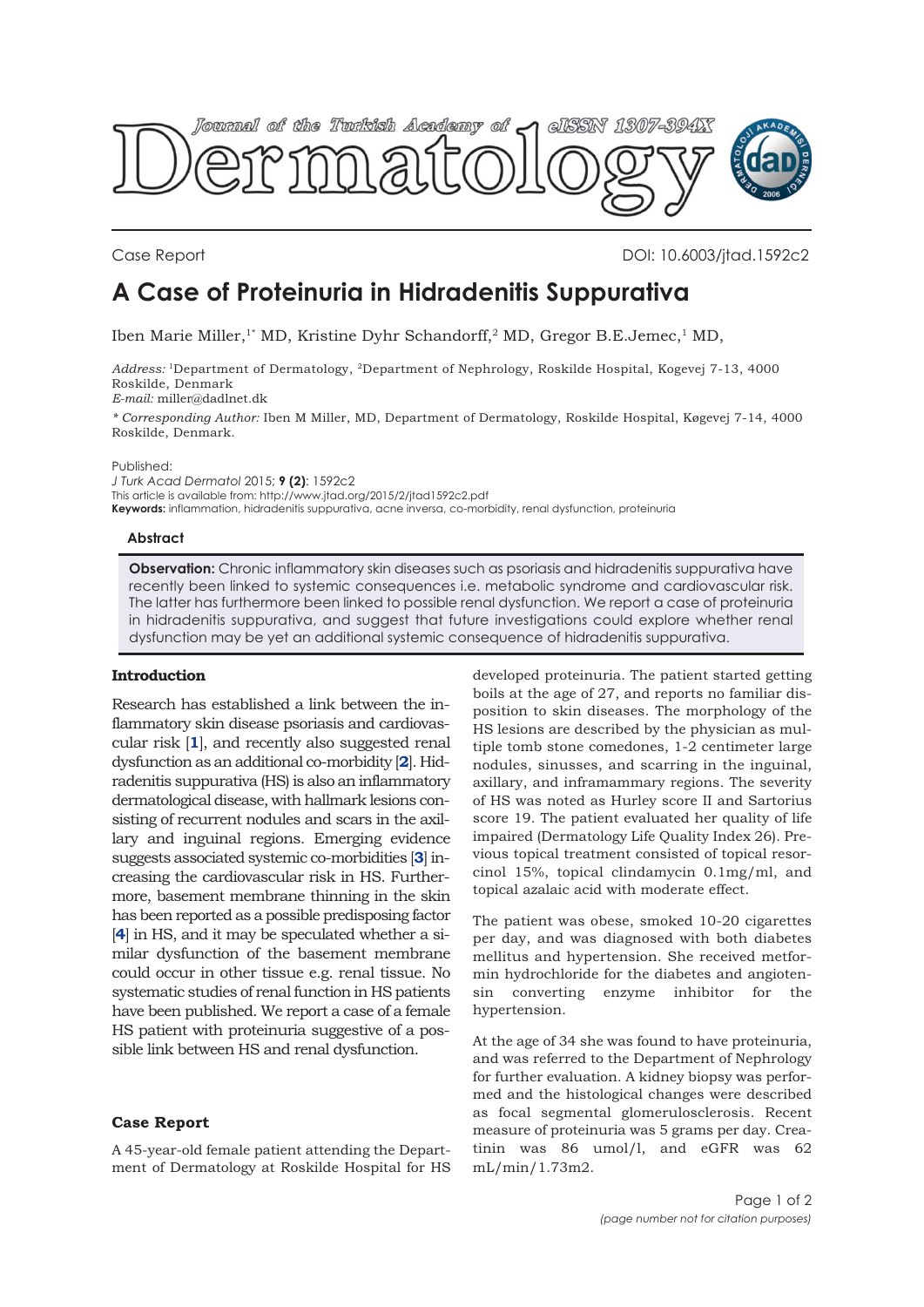Case Report

DOI: 10.6003/jtad.1592c2

# A Case of Proteinuria in Hidradenitis Suppurativa

Iben Marie Miller,[1*] MD, Kristine Dyhr Schandorff,[2] MD, Gregor B.E.Jemec,[1] MD,

*Address:* [1]Department of Dermatology, [2]Department of Nephrology, Roskilde Hospital, Kogevej 7-13, 4000 Roskilde, Denmark
*E-mail:* miller@dadlnet.dk

*\* Corresponding Author:* Iben M Miller, MD, Department of Dermatology, Roskilde Hospital, Køgevej 7-14, 4000 Roskilde, Denmark.

Published:
*J Turk Acad Dermatol* 2015; **9 (2)**: 1592c2
This article is available from: http://www.jtad.org/2015/2/jtad1592c2.pdf
**Keywords:** inflammation, hidradenitis suppurativa, acne inversa, co-morbidity, renal dysfunction, proteinuria

### Abstract

**Observation:** Chronic inflammatory skin diseases such as psoriasis and hidradenitis suppurativa have recently been linked to systemic consequences i.e. metabolic syndrome and cardiovascular risk. The latter has furthermore been linked to possible renal dysfunction. We report a case of proteinuria in hidradenitis suppurativa, and suggest that future investigations could explore whether renal dysfunction may be yet an additional systemic consequence of hidradenitis suppurativa.

## Introduction

Research has established a link between the inflammatory skin disease psoriasis and cardiovascular risk [1], and recently also suggested renal dysfunction as an additional co-morbidity [2]. Hidradenitis suppurativa (HS) is also an inflammatory dermatological disease, with hallmark lesions consisting of recurrent nodules and scars in the axillary and inguinal regions. Emerging evidence suggests associated systemic co-morbidities [3] increasing the cardiovascular risk in HS. Furthermore, basement membrane thinning in the skin has been reported as a possible predisposing factor [4] in HS, and it may be speculated whether a similar dysfunction of the basement membrane could occur in other tissue e.g. renal tissue. No systematic studies of renal function in HS patients have been published. We report a case of a female HS patient with proteinuria suggestive of a possible link between HS and renal dysfunction.

## Case Report

A 45-year-old female patient attending the Department of Dermatology at Roskilde Hospital for HS developed proteinuria. The patient started getting boils at the age of 27, and reports no familiar disposition to skin diseases. The morphology of the HS lesions are described by the physician as multiple tomb stone comedones, 1-2 centimeter large nodules, sinusses, and scarring in the inguinal, axillary, and inframammary regions. The severity of HS was noted as Hurley score II and Sartorius score 19. The patient evaluated her quality of life impaired (Dermatology Life Quality Index 26). Previous topical treatment consisted of topical resorcinol 15%, topical clindamycin 0.1mg/ml, and topical azalaic acid with moderate effect.

The patient was obese, smoked 10-20 cigarettes per day, and was diagnosed with both diabetes mellitus and hypertension. She received metformin hydrochloride for the diabetes and angiotensin converting enzyme inhibitor for the hypertension.

At the age of 34 she was found to have proteinuria, and was referred to the Department of Nephrology for further evaluation. A kidney biopsy was performed and the histological changes were described as focal segmental glomerulosclerosis. Recent measure of proteinuria was 5 grams per day. Creatinin was 86 umol/l, and eGFR was 62 mL/min/1.73m2.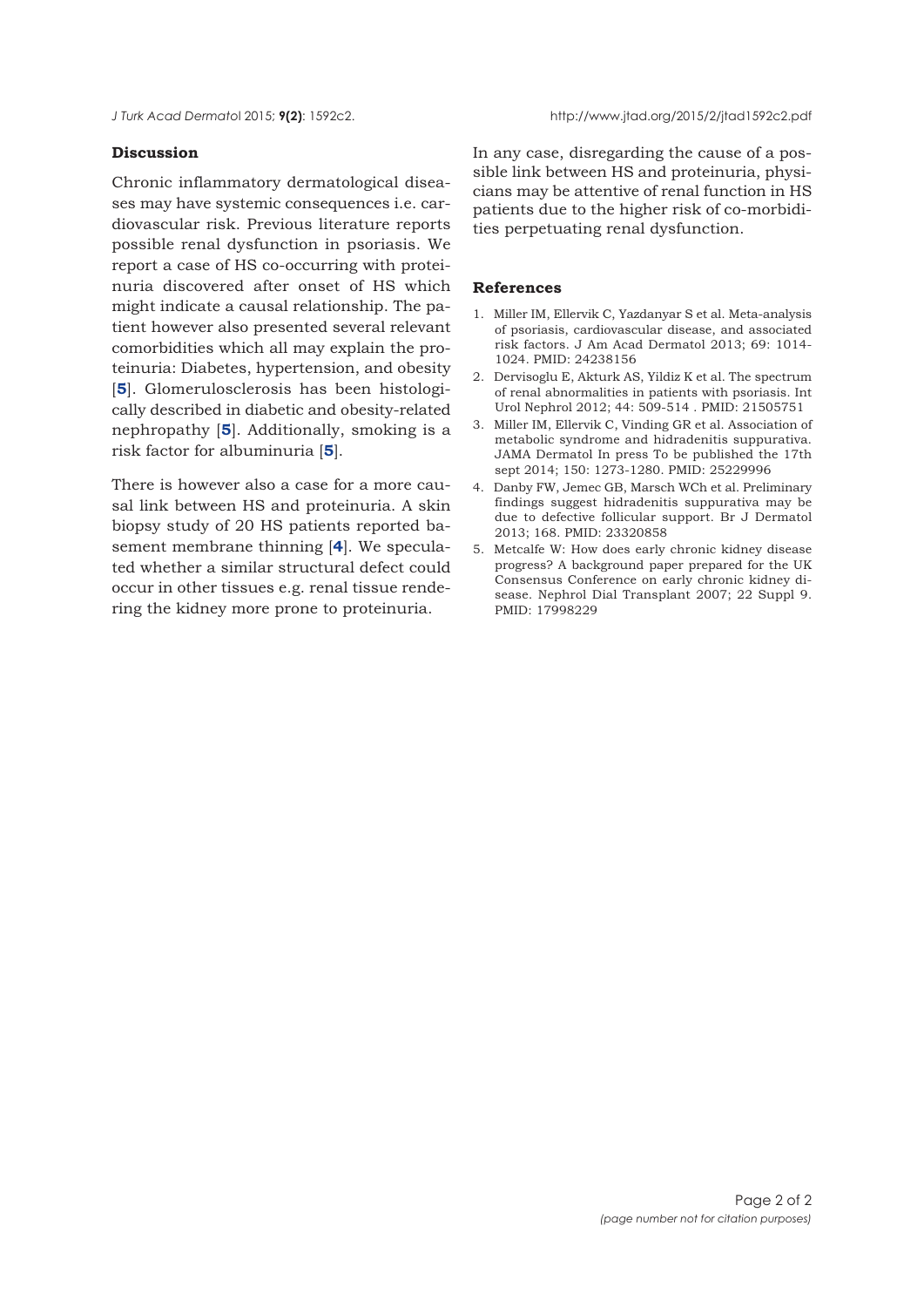## Discussion

Chronic inflammatory dermatological diseases may have systemic consequences i.e. cardiovascular risk. Previous literature reports possible renal dysfunction in psoriasis. We report a case of HS co-occurring with proteinuria discovered after onset of HS which might indicate a causal relationship. The patient however also presented several relevant comorbidities which all may explain the proteinuria: Diabetes, hypertension, and obesity [**5**]. Glomerulosclerosis has been histologically described in diabetic and obesity-related nephropathy [**5**]. Additionally, smoking is a risk factor for albuminuria [**5**].

There is however also a case for a more causal link between HS and proteinuria. A skin biopsy study of 20 HS patients reported basement membrane thinning [**4**]. We speculated whether a similar structural defect could occur in other tissues e.g. renal tissue rendering the kidney more prone to proteinuria.

In any case, disregarding the cause of a possible link between HS and proteinuria, physicians may be attentive of renal function in HS patients due to the higher risk of co-morbidities perpetuating renal dysfunction.

## References

1. Miller IM, Ellervik C, Yazdanyar S et al. Meta-analysis of psoriasis, cardiovascular disease, and associated risk factors. J Am Acad Dermatol 2013; 69: 1014-1024. PMID: 24238156
2. Dervisoglu E, Akturk AS, Yildiz K et al. The spectrum of renal abnormalities in patients with psoriasis. Int Urol Nephrol 2012; 44: 509-514 . PMID: 21505751
3. Miller IM, Ellervik C, Vinding GR et al. Association of metabolic syndrome and hidradenitis suppurativa. JAMA Dermatol In press To be published the 17th sept 2014; 150: 1273-1280. PMID: 25229996
4. Danby FW, Jemec GB, Marsch WCh et al. Preliminary findings suggest hidradenitis suppurativa may be due to defective follicular support. Br J Dermatol 2013; 168. PMID: 23320858
5. Metcalfe W: How does early chronic kidney disease progress? A background paper prepared for the UK Consensus Conference on early chronic kidney disease. Nephrol Dial Transplant 2007; 22 Suppl 9. PMID: 17998229